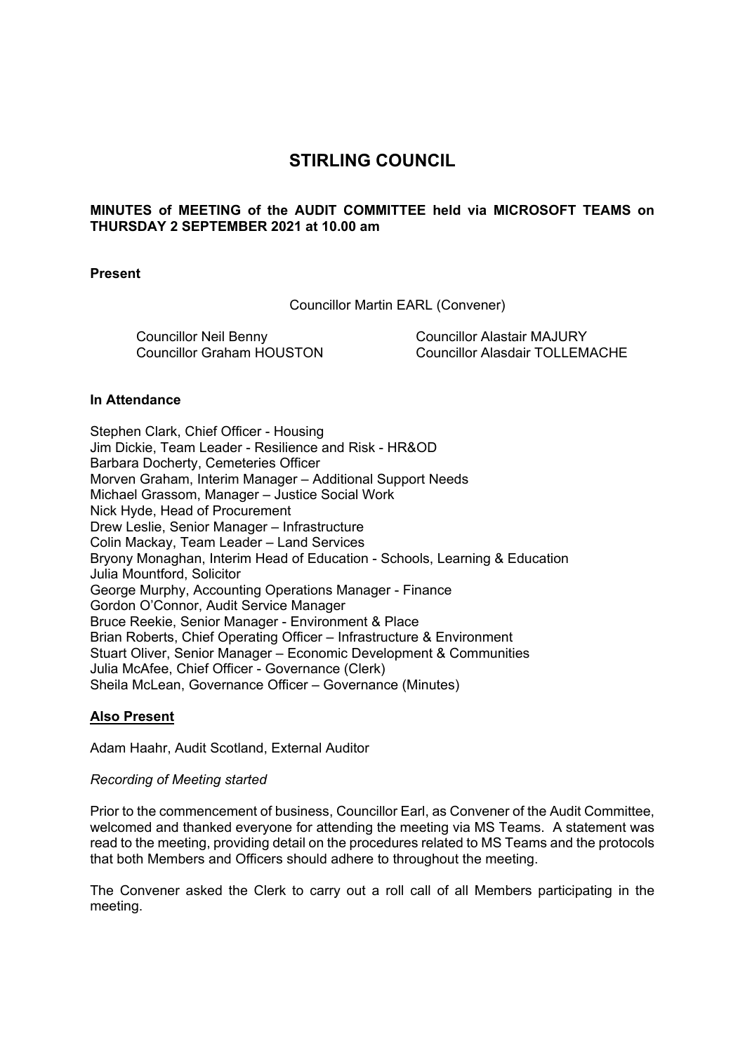# STIRLING COUNCIL

**MINUTES of MEETING of the AUDIT COMMITTEE held via MICROSOFT TEAMS on THURSDAY 2 SEPTEMBER 2021 at 10.00 am**

**Present**

Councillor Martin EARL (Convener)

Councillor Neil Benny
Councillor Graham HOUSTON
Councillor Alastair MAJURY
Councillor Alasdair TOLLEMACHE

**In Attendance**

Stephen Clark, Chief Officer - Housing
Jim Dickie, Team Leader - Resilience and Risk - HR&OD
Barbara Docherty, Cemeteries Officer
Morven Graham, Interim Manager – Additional Support Needs
Michael Grassom, Manager – Justice Social Work
Nick Hyde, Head of Procurement
Drew Leslie, Senior Manager – Infrastructure
Colin Mackay, Team Leader – Land Services
Bryony Monaghan, Interim Head of Education - Schools, Learning & Education
Julia Mountford, Solicitor
George Murphy, Accounting Operations Manager - Finance
Gordon O'Connor, Audit Service Manager
Bruce Reekie, Senior Manager - Environment & Place
Brian Roberts, Chief Operating Officer – Infrastructure & Environment
Stuart Oliver, Senior Manager – Economic Development & Communities
Julia McAfee, Chief Officer - Governance (Clerk)
Sheila McLean, Governance Officer – Governance (Minutes)

**Also Present**

Adam Haahr, Audit Scotland, External Auditor

*Recording of Meeting started*

Prior to the commencement of business, Councillor Earl, as Convener of the Audit Committee, welcomed and thanked everyone for attending the meeting via MS Teams. A statement was read to the meeting, providing detail on the procedures related to MS Teams and the protocols that both Members and Officers should adhere to throughout the meeting.

The Convener asked the Clerk to carry out a roll call of all Members participating in the meeting.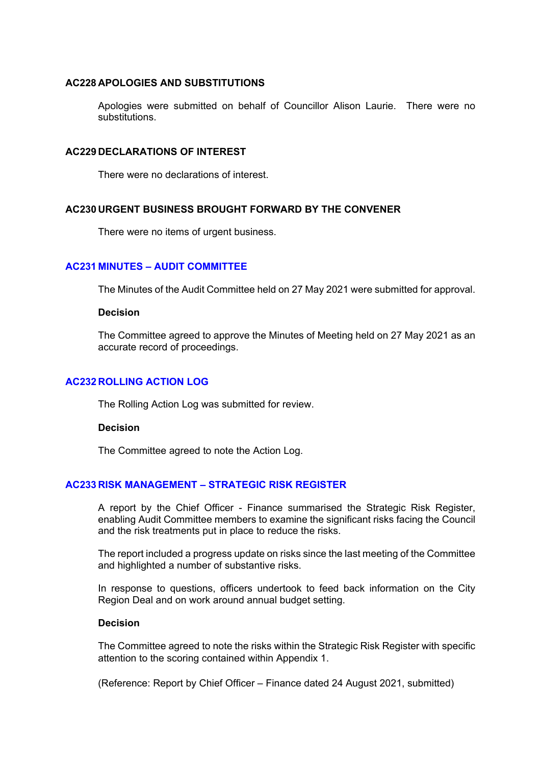## AC228 APOLOGIES AND SUBSTITUTIONS

Apologies were submitted on behalf of Councillor Alison Laurie. There were no substitutions.

## AC229 DECLARATIONS OF INTEREST

There were no declarations of interest.

## AC230 URGENT BUSINESS BROUGHT FORWARD BY THE CONVENER

There were no items of urgent business.

## AC231 MINUTES – AUDIT COMMITTEE

The Minutes of the Audit Committee held on 27 May 2021 were submitted for approval.

**Decision**

The Committee agreed to approve the Minutes of Meeting held on 27 May 2021 as an accurate record of proceedings.

## AC232 ROLLING ACTION LOG

The Rolling Action Log was submitted for review.

**Decision**

The Committee agreed to note the Action Log.

## AC233 RISK MANAGEMENT – STRATEGIC RISK REGISTER

A report by the Chief Officer - Finance summarised the Strategic Risk Register, enabling Audit Committee members to examine the significant risks facing the Council and the risk treatments put in place to reduce the risks.

The report included a progress update on risks since the last meeting of the Committee and highlighted a number of substantive risks.

In response to questions, officers undertook to feed back information on the City Region Deal and on work around annual budget setting.

**Decision**

The Committee agreed to note the risks within the Strategic Risk Register with specific attention to the scoring contained within Appendix 1.

(Reference: Report by Chief Officer – Finance dated 24 August 2021, submitted)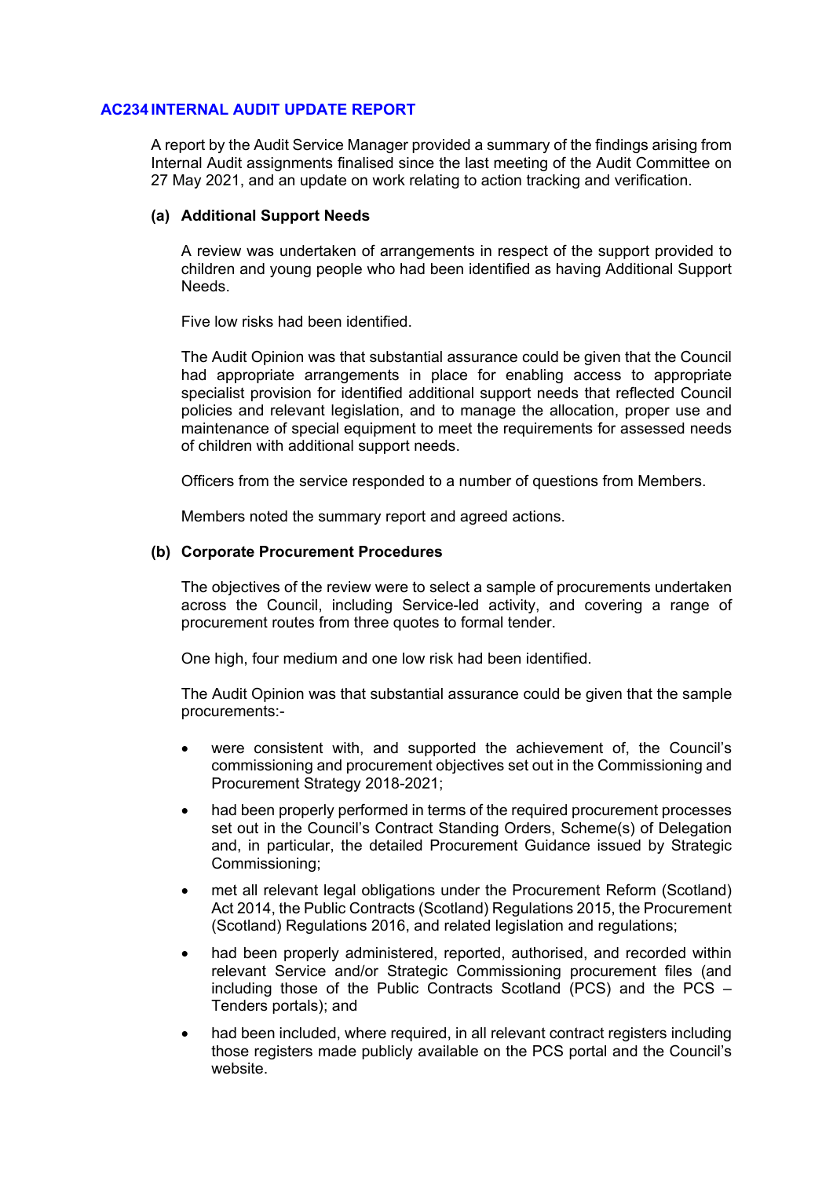## AC234 INTERNAL AUDIT UPDATE REPORT

A report by the Audit Service Manager provided a summary of the findings arising from Internal Audit assignments finalised since the last meeting of the Audit Committee on 27 May 2021, and an update on work relating to action tracking and verification.

### (a) Additional Support Needs

A review was undertaken of arrangements in respect of the support provided to children and young people who had been identified as having Additional Support Needs.

Five low risks had been identified.

The Audit Opinion was that substantial assurance could be given that the Council had appropriate arrangements in place for enabling access to appropriate specialist provision for identified additional support needs that reflected Council policies and relevant legislation, and to manage the allocation, proper use and maintenance of special equipment to meet the requirements for assessed needs of children with additional support needs.

Officers from the service responded to a number of questions from Members.

Members noted the summary report and agreed actions.

### (b) Corporate Procurement Procedures

The objectives of the review were to select a sample of procurements undertaken across the Council, including Service-led activity, and covering a range of procurement routes from three quotes to formal tender.

One high, four medium and one low risk had been identified.

The Audit Opinion was that substantial assurance could be given that the sample procurements:-

- were consistent with, and supported the achievement of, the Council's commissioning and procurement objectives set out in the Commissioning and Procurement Strategy 2018-2021;
- had been properly performed in terms of the required procurement processes set out in the Council's Contract Standing Orders, Scheme(s) of Delegation and, in particular, the detailed Procurement Guidance issued by Strategic Commissioning;
- met all relevant legal obligations under the Procurement Reform (Scotland) Act 2014, the Public Contracts (Scotland) Regulations 2015, the Procurement (Scotland) Regulations 2016, and related legislation and regulations;
- had been properly administered, reported, authorised, and recorded within relevant Service and/or Strategic Commissioning procurement files (and including those of the Public Contracts Scotland (PCS) and the PCS – Tenders portals); and
- had been included, where required, in all relevant contract registers including those registers made publicly available on the PCS portal and the Council's website.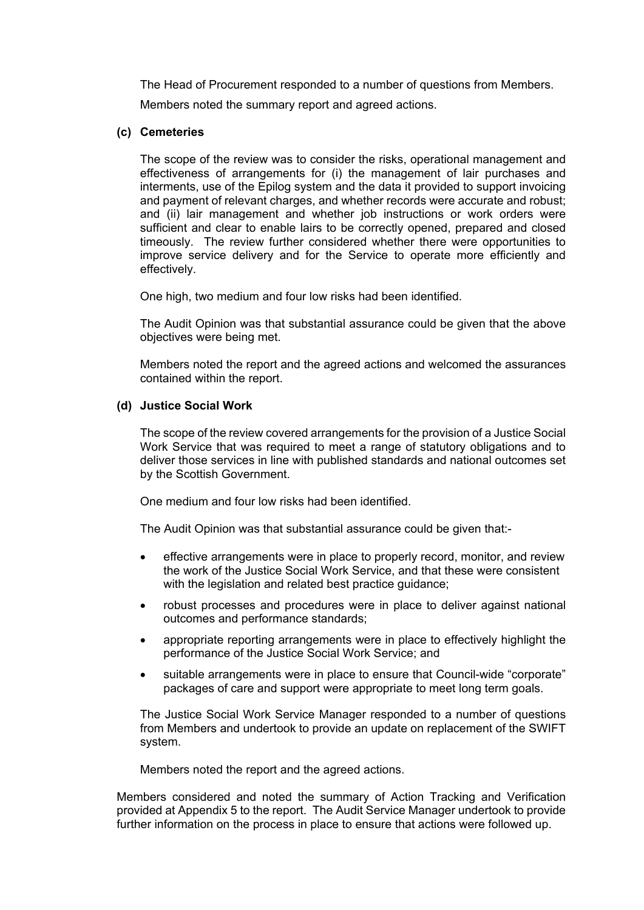The Head of Procurement responded to a number of questions from Members.

Members noted the summary report and agreed actions.

**(c) Cemeteries**

The scope of the review was to consider the risks, operational management and effectiveness of arrangements for (i) the management of lair purchases and interments, use of the Epilog system and the data it provided to support invoicing and payment of relevant charges, and whether records were accurate and robust; and (ii) lair management and whether job instructions or work orders were sufficient and clear to enable lairs to be correctly opened, prepared and closed timeously. The review further considered whether there were opportunities to improve service delivery and for the Service to operate more efficiently and effectively.

One high, two medium and four low risks had been identified.

The Audit Opinion was that substantial assurance could be given that the above objectives were being met.

Members noted the report and the agreed actions and welcomed the assurances contained within the report.

**(d) Justice Social Work**

The scope of the review covered arrangements for the provision of a Justice Social Work Service that was required to meet a range of statutory obligations and to deliver those services in line with published standards and national outcomes set by the Scottish Government.

One medium and four low risks had been identified.

The Audit Opinion was that substantial assurance could be given that:-

- effective arrangements were in place to properly record, monitor, and review the work of the Justice Social Work Service, and that these were consistent with the legislation and related best practice guidance;
- robust processes and procedures were in place to deliver against national outcomes and performance standards;
- appropriate reporting arrangements were in place to effectively highlight the performance of the Justice Social Work Service; and
- suitable arrangements were in place to ensure that Council-wide "corporate" packages of care and support were appropriate to meet long term goals.

The Justice Social Work Service Manager responded to a number of questions from Members and undertook to provide an update on replacement of the SWIFT system.

Members noted the report and the agreed actions.

Members considered and noted the summary of Action Tracking and Verification provided at Appendix 5 to the report. The Audit Service Manager undertook to provide further information on the process in place to ensure that actions were followed up.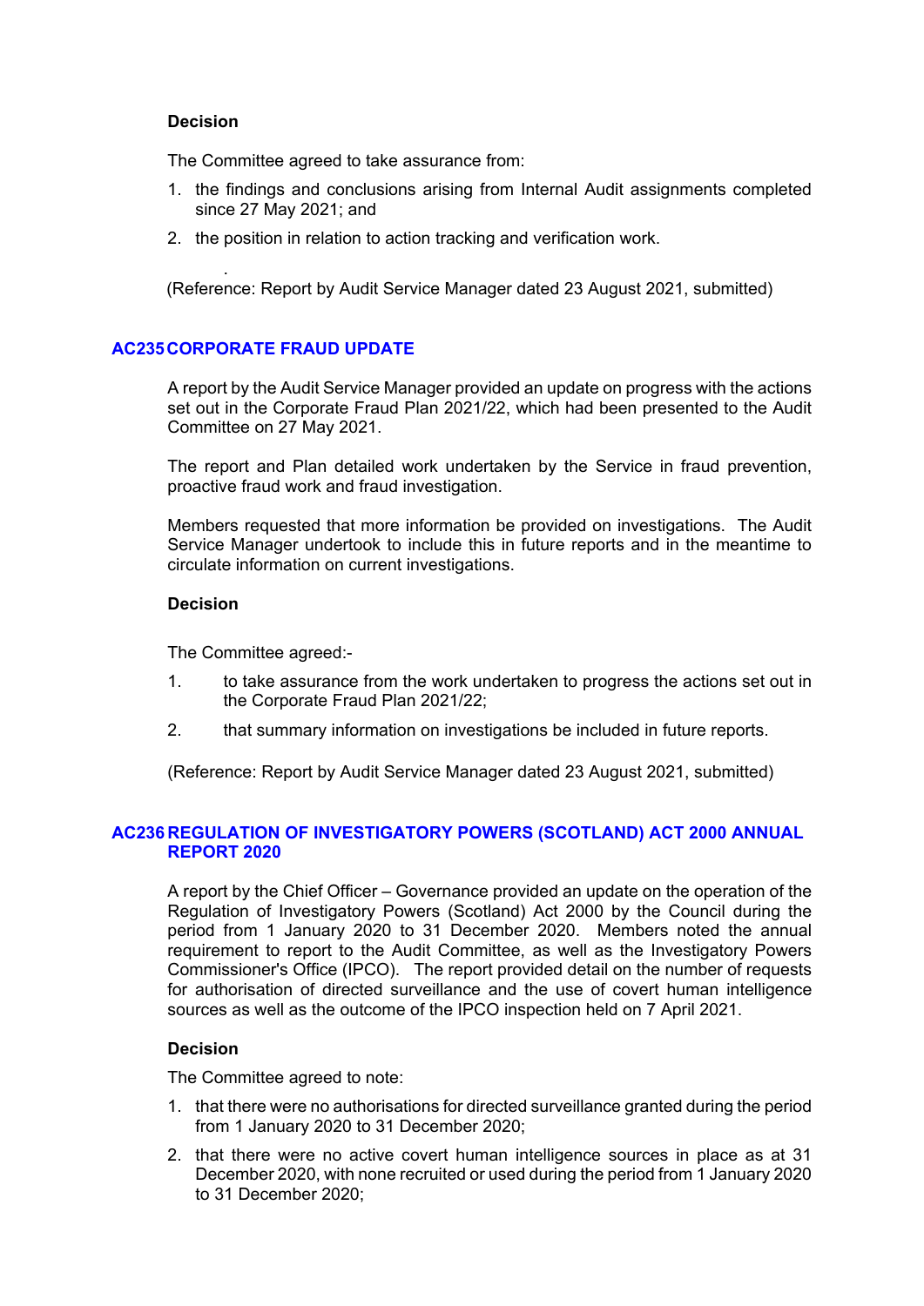**Decision**

The Committee agreed to take assurance from:

1. the findings and conclusions arising from Internal Audit assignments completed since 27 May 2021; and
2. the position in relation to action tracking and verification work.

.

(Reference: Report by Audit Service Manager dated 23 August 2021, submitted)

## AC235 CORPORATE FRAUD UPDATE

A report by the Audit Service Manager provided an update on progress with the actions set out in the Corporate Fraud Plan 2021/22, which had been presented to the Audit Committee on 27 May 2021.

The report and Plan detailed work undertaken by the Service in fraud prevention, proactive fraud work and fraud investigation.

Members requested that more information be provided on investigations. The Audit Service Manager undertook to include this in future reports and in the meantime to circulate information on current investigations.

**Decision**

The Committee agreed:-

1. to take assurance from the work undertaken to progress the actions set out in the Corporate Fraud Plan 2021/22;
2. that summary information on investigations be included in future reports.

(Reference: Report by Audit Service Manager dated 23 August 2021, submitted)

## AC236 REGULATION OF INVESTIGATORY POWERS (SCOTLAND) ACT 2000 ANNUAL REPORT 2020

A report by the Chief Officer – Governance provided an update on the operation of the Regulation of Investigatory Powers (Scotland) Act 2000 by the Council during the period from 1 January 2020 to 31 December 2020. Members noted the annual requirement to report to the Audit Committee, as well as the Investigatory Powers Commissioner's Office (IPCO). The report provided detail on the number of requests for authorisation of directed surveillance and the use of covert human intelligence sources as well as the outcome of the IPCO inspection held on 7 April 2021.

**Decision**

The Committee agreed to note:

1. that there were no authorisations for directed surveillance granted during the period from 1 January 2020 to 31 December 2020;
2. that there were no active covert human intelligence sources in place as at 31 December 2020, with none recruited or used during the period from 1 January 2020 to 31 December 2020;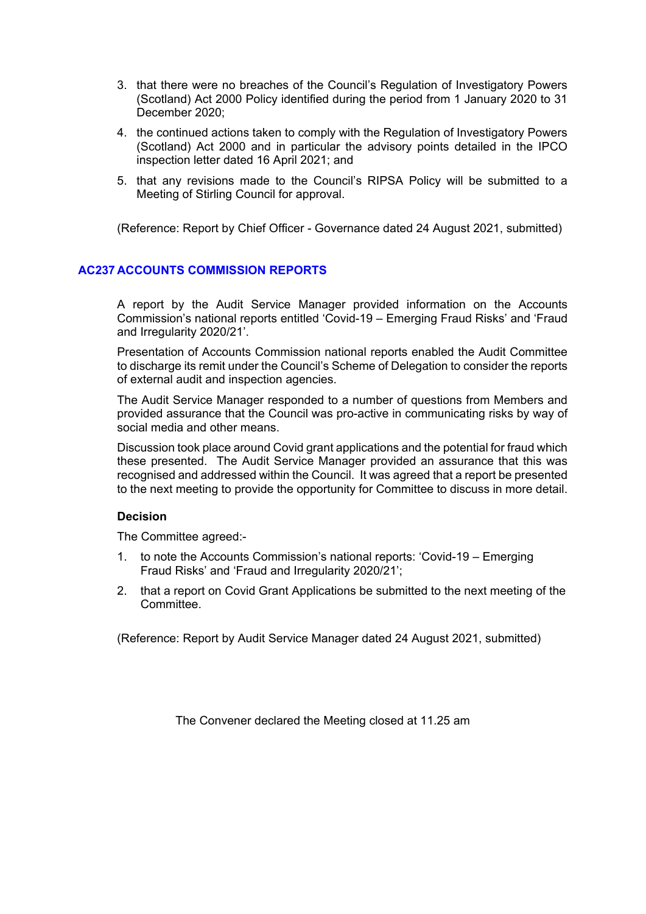3. that there were no breaches of the Council's Regulation of Investigatory Powers (Scotland) Act 2000 Policy identified during the period from 1 January 2020 to 31 December 2020;
4. the continued actions taken to comply with the Regulation of Investigatory Powers (Scotland) Act 2000 and in particular the advisory points detailed in the IPCO inspection letter dated 16 April 2021; and
5. that any revisions made to the Council's RIPSA Policy will be submitted to a Meeting of Stirling Council for approval.

(Reference: Report by Chief Officer - Governance dated 24 August 2021, submitted)

## AC237 ACCOUNTS COMMISSION REPORTS

A report by the Audit Service Manager provided information on the Accounts Commission's national reports entitled 'Covid-19 – Emerging Fraud Risks' and 'Fraud and Irregularity 2020/21'.

Presentation of Accounts Commission national reports enabled the Audit Committee to discharge its remit under the Council's Scheme of Delegation to consider the reports of external audit and inspection agencies.

The Audit Service Manager responded to a number of questions from Members and provided assurance that the Council was pro-active in communicating risks by way of social media and other means.

Discussion took place around Covid grant applications and the potential for fraud which these presented. The Audit Service Manager provided an assurance that this was recognised and addressed within the Council. It was agreed that a report be presented to the next meeting to provide the opportunity for Committee to discuss in more detail.

**Decision**

The Committee agreed:-

1. to note the Accounts Commission's national reports: 'Covid-19 – Emerging Fraud Risks' and 'Fraud and Irregularity 2020/21';
2. that a report on Covid Grant Applications be submitted to the next meeting of the Committee.

(Reference: Report by Audit Service Manager dated 24 August 2021, submitted)

The Convener declared the Meeting closed at 11.25 am